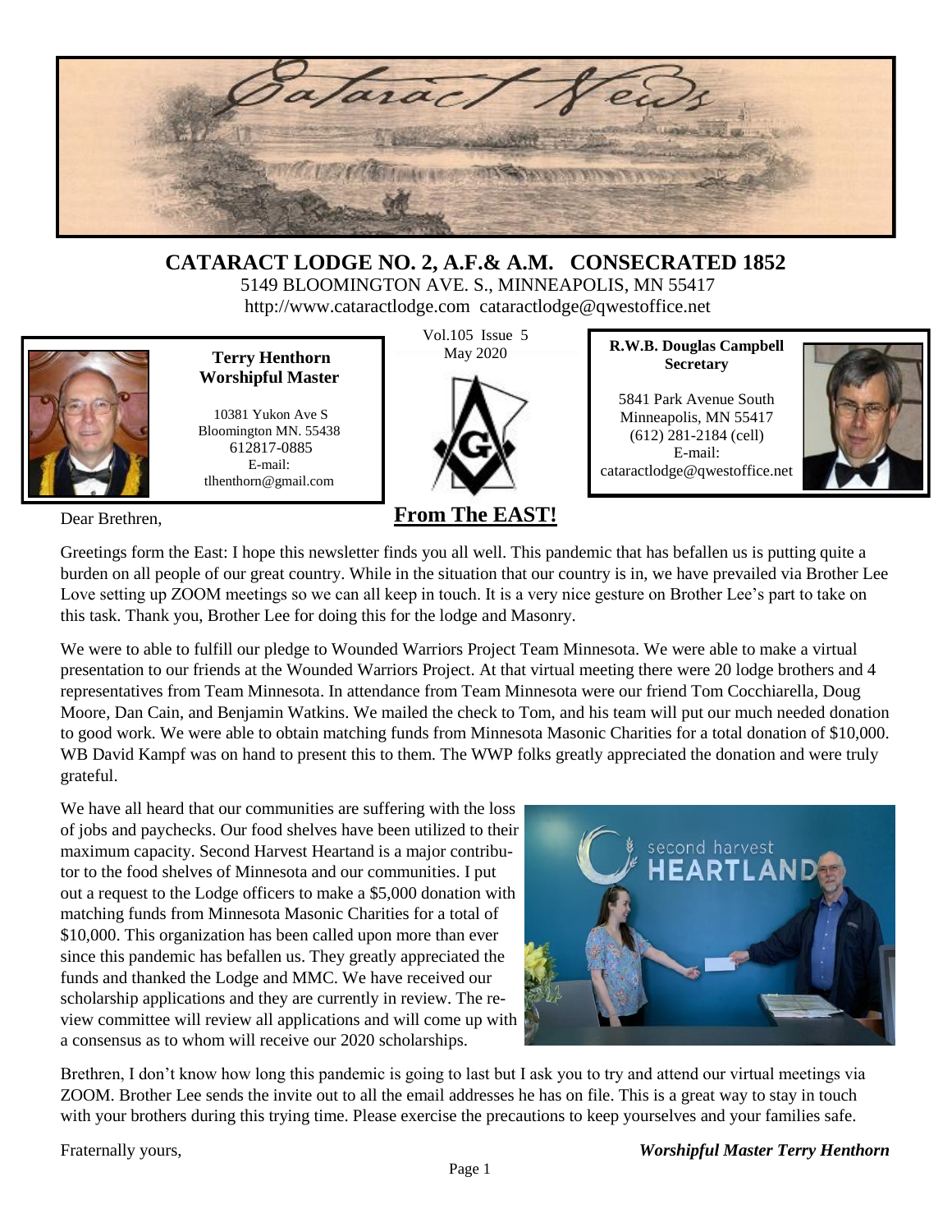# Cataract News

## CATARACT LODGE NO. 2, A.F.& A.M. CONSECRATED 1852

5149 BLOOMINGTON AVE. S., MINNEAPOLIS, MN 55417

http://www.cataractlodge.com cataractlodge@qwestoffice.net

**Terry Henthorn**
**Worshipful Master**

10381 Yukon Ave S
Bloomington MN. 55438
612817-0885
E-mail:
tlhenthorn@gmail.com

Vol.105 Issue 5
May 2020

**R.W.B. Douglas Campbell**
**Secretary**

5841 Park Avenue South
Minneapolis, MN 55417
(612) 281-2184 (cell)
E-mail:
cataractlodge@qwestoffice.net

## From The EAST!

Dear Brethren,

Greetings form the East: I hope this newsletter finds you all well. This pandemic that has befallen us is putting quite a burden on all people of our great country. While in the situation that our country is in, we have prevailed via Brother Lee Love setting up ZOOM meetings so we can all keep in touch. It is a very nice gesture on Brother Lee's part to take on this task. Thank you, Brother Lee for doing this for the lodge and Masonry.

We were to able to fulfill our pledge to Wounded Warriors Project Team Minnesota. We were able to make a virtual presentation to our friends at the Wounded Warriors Project. At that virtual meeting there were 20 lodge brothers and 4 representatives from Team Minnesota. In attendance from Team Minnesota were our friend Tom Cocchiarella, Doug Moore, Dan Cain, and Benjamin Watkins. We mailed the check to Tom, and his team will put our much needed donation to good work. We were able to obtain matching funds from Minnesota Masonic Charities for a total donation of $10,000. WB David Kampf was on hand to present this to them. The WWP folks greatly appreciated the donation and were truly grateful.

We have all heard that our communities are suffering with the loss of jobs and paychecks. Our food shelves have been utilized to their maximum capacity. Second Harvest Heartand is a major contributor to the food shelves of Minnesota and our communities. I put out a request to the Lodge officers to make a $5,000 donation with matching funds from Minnesota Masonic Charities for a total of $10,000. This organization has been called upon more than ever since this pandemic has befallen us. They greatly appreciated the funds and thanked the Lodge and MMC. We have received our scholarship applications and they are currently in review. The review committee will review all applications and will come up with a consensus as to whom will receive our 2020 scholarships.

Brethren, I don't know how long this pandemic is going to last but I ask you to try and attend our virtual meetings via ZOOM. Brother Lee sends the invite out to all the email addresses he has on file. This is a great way to stay in touch with your brothers during this trying time. Please exercise the precautions to keep yourselves and your families safe.

Fraternally yours,

***Worshipful Master Terry Henthorn***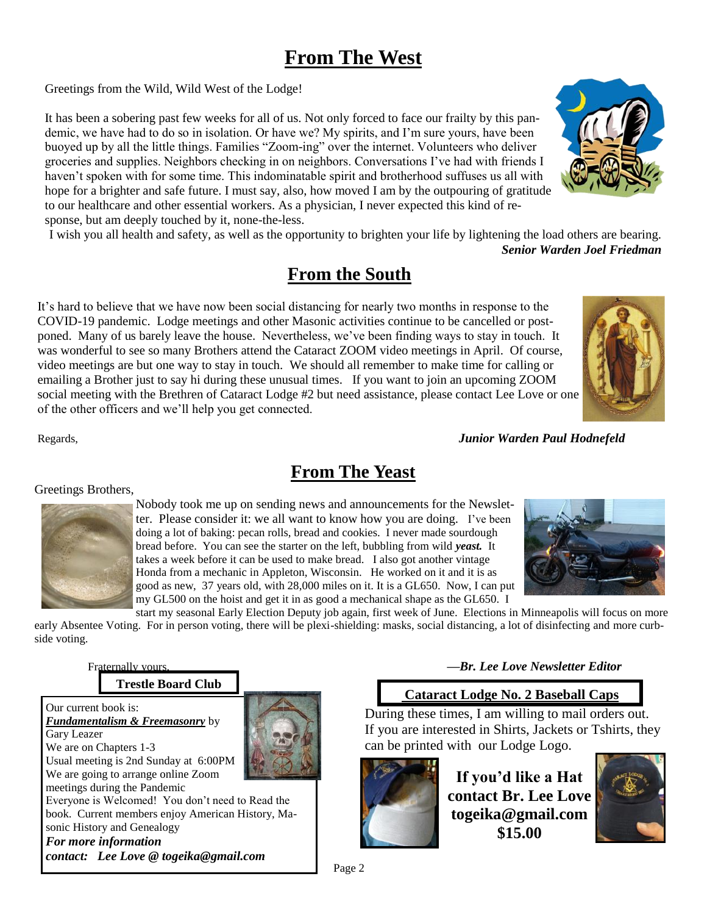# From The West

Greetings from the Wild, Wild West of the Lodge!

It has been a sobering past few weeks for all of us. Not only forced to face our frailty by this pandemic, we have had to do so in isolation. Or have we? My spirits, and I'm sure yours, have been buoyed up by all the little things. Families "Zoom-ing" over the internet. Volunteers who deliver groceries and supplies. Neighbors checking in on neighbors. Conversations I've had with friends I haven't spoken with for some time. This indominatable spirit and brotherhood suffuses us all with hope for a brighter and safe future. I must say, also, how moved I am by the outpouring of gratitude to our healthcare and other essential workers. As a physician, I never expected this kind of response, but am deeply touched by it, none-the-less.

I wish you all health and safety, as well as the opportunity to brighten your life by lightening the load others are bearing.

***Senior Warden Joel Friedman***

# From the South

It's hard to believe that we have now been social distancing for nearly two months in response to the COVID-19 pandemic. Lodge meetings and other Masonic activities continue to be cancelled or postponed. Many of us barely leave the house. Nevertheless, we've been finding ways to stay in touch. It was wonderful to see so many Brothers attend the Cataract ZOOM video meetings in April. Of course, video meetings are but one way to stay in touch. We should all remember to make time for calling or emailing a Brother just to say hi during these unusual times. If you want to join an upcoming ZOOM social meeting with the Brethren of Cataract Lodge #2 but need assistance, please contact Lee Love or one of the other officers and we'll help you get connected.

Regards,

***Junior Warden Paul Hodnefeld***

# From The Yeast

Greetings Brothers,

Nobody took me up on sending news and announcements for the Newsletter. Please consider it: we all want to know how you are doing. I've been doing a lot of baking: pecan rolls, bread and cookies. I never made sourdough bread before. You can see the starter on the left, bubbling from wild ***yeast.*** It takes a week before it can be used to make bread. I also got another vintage Honda from a mechanic in Appleton, Wisconsin. He worked on it and it is as good as new, 37 years old, with 28,000 miles on it. It is a GL650. Now, I can put my GL500 on the hoist and get it in as good a mechanical shape as the GL650. I start my seasonal Early Election Deputy job again, first week of June. Elections in Minneapolis will focus on more early Absentee Voting. For in person voting, there will be plexi-shielding: masks, social distancing, a lot of disinfecting and more curbside voting.

Fraternally yours,

***—Br. Lee Love Newsletter Editor***

## Trestle Board Club

Our current book is:
***Fundamentalism & Freemasonry*** by Gary Leazer
We are on Chapters 1-3
Usual meeting is 2nd Sunday at 6:00PM
We are going to arrange online Zoom meetings during the Pandemic
Everyone is Welcomed! You don't need to Read the book. Current members enjoy American History, Masonic History and Genealogy
***For more information***
***contact: Lee Love @ togeika@gmail.com***

## Cataract Lodge No. 2 Baseball Caps

During these times, I am willing to mail orders out. If you are interested in Shirts, Jackets or Tshirts, they can be printed with our Lodge Logo.

**If you'd like a Hat contact Br. Lee Love togeika@gmail.com $15.00**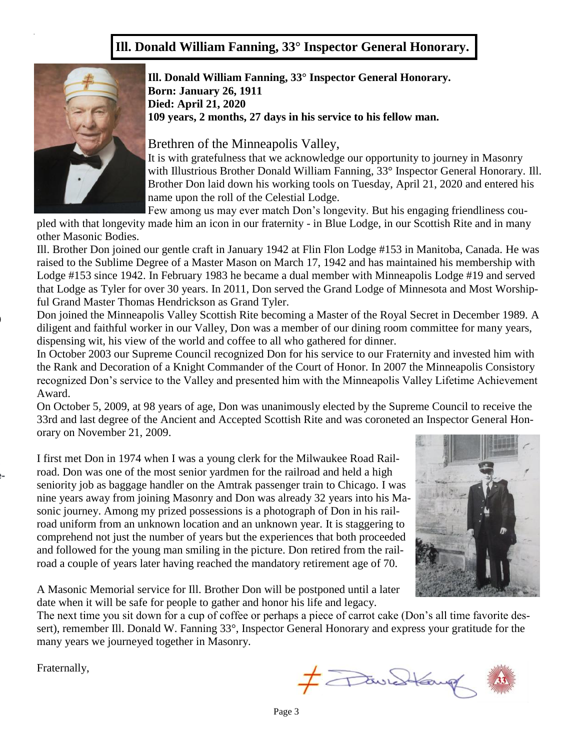# Ill. Donald William Fanning, 33° Inspector General Honorary.

**Ill. Donald William Fanning, 33° Inspector General Honorary.**
**Born: January 26, 1911**
**Died: April 21, 2020**
**109 years, 2 months, 27 days in his service to his fellow man.**

Brethren of the Minneapolis Valley,

It is with gratefulness that we acknowledge our opportunity to journey in Masonry with Illustrious Brother Donald William Fanning, 33° Inspector General Honorary. Ill. Brother Don laid down his working tools on Tuesday, April 21, 2020 and entered his name upon the roll of the Celestial Lodge.

Few among us may ever match Don's longevity. But his engaging friendliness coupled with that longevity made him an icon in our fraternity - in Blue Lodge, in our Scottish Rite and in many other Masonic Bodies.

Ill. Brother Don joined our gentle craft in January 1942 at Flin Flon Lodge #153 in Manitoba, Canada. He was raised to the Sublime Degree of a Master Mason on March 17, 1942 and has maintained his membership with Lodge #153 since 1942. In February 1983 he became a dual member with Minneapolis Lodge #19 and served that Lodge as Tyler for over 30 years. In 2011, Don served the Grand Lodge of Minnesota and Most Worshipful Grand Master Thomas Hendrickson as Grand Tyler.

Don joined the Minneapolis Valley Scottish Rite becoming a Master of the Royal Secret in December 1989. A diligent and faithful worker in our Valley, Don was a member of our dining room committee for many years, dispensing wit, his view of the world and coffee to all who gathered for dinner.

In October 2003 our Supreme Council recognized Don for his service to our Fraternity and invested him with the Rank and Decoration of a Knight Commander of the Court of Honor. In 2007 the Minneapolis Consistory recognized Don's service to the Valley and presented him with the Minneapolis Valley Lifetime Achievement Award.

On October 5, 2009, at 98 years of age, Don was unanimously elected by the Supreme Council to receive the 33rd and last degree of the Ancient and Accepted Scottish Rite and was coroneted an Inspector General Honorary on November 21, 2009.

I first met Don in 1974 when I was a young clerk for the Milwaukee Road Railroad. Don was one of the most senior yardmen for the railroad and held a high seniority job as baggage handler on the Amtrak passenger train to Chicago. I was nine years away from joining Masonry and Don was already 32 years into his Masonic journey. Among my prized possessions is a photograph of Don in his railroad uniform from an unknown location and an unknown year. It is staggering to comprehend not just the number of years but the experiences that both proceeded and followed for the young man smiling in the picture. Don retired from the railroad a couple of years later having reached the mandatory retirement age of 70.

A Masonic Memorial service for Ill. Brother Don will be postponed until a later date when it will be safe for people to gather and honor his life and legacy.

The next time you sit down for a cup of coffee or perhaps a piece of carrot cake (Don's all time favorite dessert), remember Ill. Donald W. Fanning 33°, Inspector General Honorary and express your gratitude for the many years we journeyed together in Masonry.

Fraternally,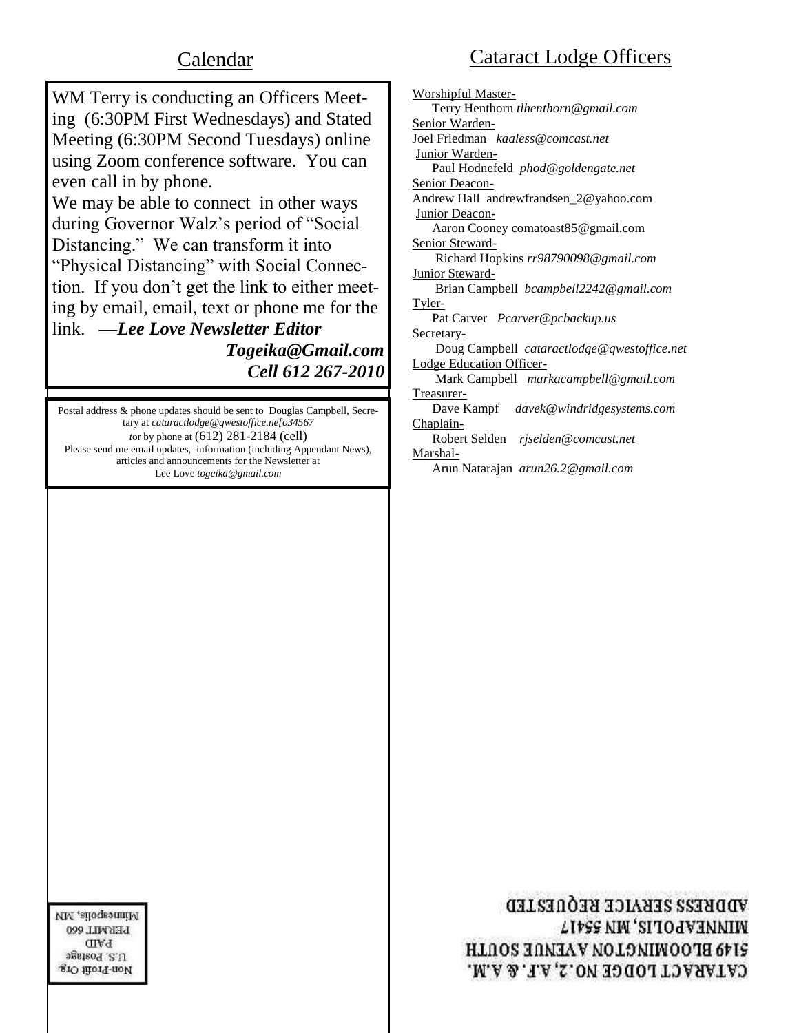## Calendar

WM Terry is conducting an Officers Meeting (6:30PM First Wednesdays) and Stated Meeting (6:30PM Second Tuesdays) online using Zoom conference software. You can even call in by phone.

We may be able to connect in other ways during Governor Walz's period of "Social Distancing." We can transform it into "Physical Distancing" with Social Connection. If you don't get the link to either meeting by email, email, text or phone me for the link. ***—Lee Love Newsletter Editor***

***Togeika@Gmail.com***
***Cell 612 267-2010***

Postal address & phone updates should be sent to Douglas Campbell, Secretary at *cataractlodge@qwestoffice.ne[o34567*
*t*or by phone at (612) 281-2184 (cell)
Please send me email updates, information (including Appendant News), articles and announcements for the Newsletter at
Lee Love *togeika@gmail.com*

## Cataract Lodge Officers

Worshipful Master-
Terry Henthorn *tlhenthorn@gmail.com*

Senior Warden-
Joel Friedman *kaaless@comcast.net*

Junior Warden-
Paul Hodnefeld *phod@goldengate.net*

Senior Deacon-
Andrew Hall andrewfrandsen_2@yahoo.com

Junior Deacon-
Aaron Cooney comatoast85@gmail.com

Senior Steward-
Richard Hopkins *rr98790098@gmail.com*

Junior Steward-
Brian Campbell *bcampbell2242@gmail.com*

Tyler-
Pat Carver *Pcarver@pcbackup.us*

Secretary-
Doug Campbell *cataractlodge@qwestoffice.net*

Lodge Education Officer-
Mark Campbell *markacampbell@gmail.com*

Treasurer-
Dave Kampf *davek@windridgesystems.com*

Chaplain-
Robert Selden *rjselden@comcast.net*

Marshal-
Arun Natarajan *arun26.2@gmail.com*

Non-Profit Org.
U.S. Postage
PAID
PERMIT 660
Minneapolis, MN

CATARACT LODGE NO. 2, A.F. & A.M.
5149 BLOOMINGTON AVENUE SOUTH
MINNEAPOLIS, MN 55417
ADDRESS SERVICE REQUESTED